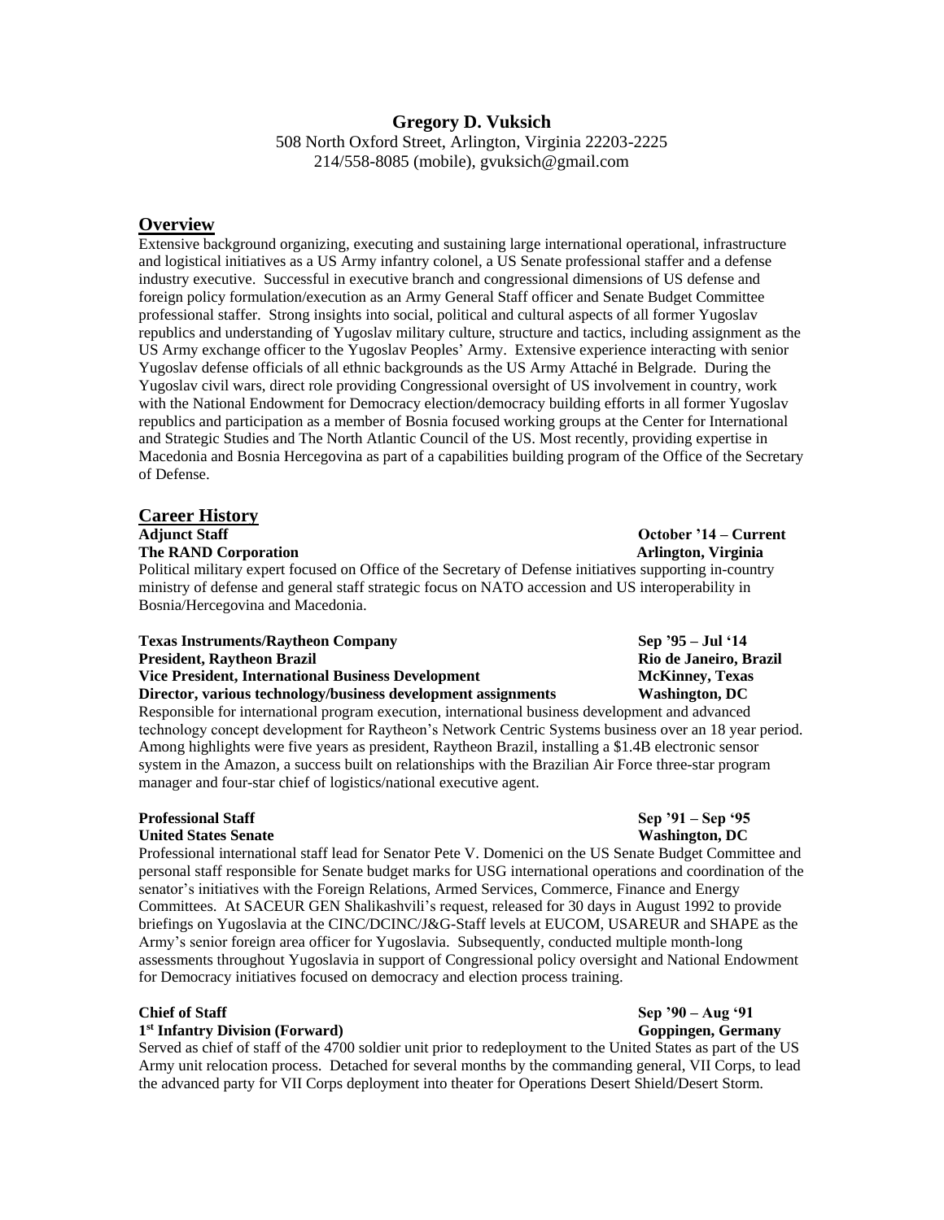# Gregory D. Vuksich

508 North Oxford Street, Arlington, Virginia 22203-2225
214/558-8085 (mobile), gvuksich@gmail.com

## Overview

Extensive background organizing, executing and sustaining large international operational, infrastructure and logistical initiatives as a US Army infantry colonel, a US Senate professional staffer and a defense industry executive. Successful in executive branch and congressional dimensions of US defense and foreign policy formulation/execution as an Army General Staff officer and Senate Budget Committee professional staffer. Strong insights into social, political and cultural aspects of all former Yugoslav republics and understanding of Yugoslav military culture, structure and tactics, including assignment as the US Army exchange officer to the Yugoslav Peoples' Army. Extensive experience interacting with senior Yugoslav defense officials of all ethnic backgrounds as the US Army Attaché in Belgrade. During the Yugoslav civil wars, direct role providing Congressional oversight of US involvement in country, work with the National Endowment for Democracy election/democracy building efforts in all former Yugoslav republics and participation as a member of Bosnia focused working groups at the Center for International and Strategic Studies and The North Atlantic Council of the US. Most recently, providing expertise in Macedonia and Bosnia Hercegovina as part of a capabilities building program of the Office of the Secretary of Defense.

## Career History

**Adjunct Staff** — **October '14 – Current**
**The RAND Corporation** — **Arlington, Virginia**

Political military expert focused on Office of the Secretary of Defense initiatives supporting in-country ministry of defense and general staff strategic focus on NATO accession and US interoperability in Bosnia/Hercegovina and Macedonia.

**Texas Instruments/Raytheon Company** — **Sep '95 – Jul '14**
**President, Raytheon Brazil** — **Rio de Janeiro, Brazil**
**Vice President, International Business Development** — **McKinney, Texas**
**Director, various technology/business development assignments** — **Washington, DC**

Responsible for international program execution, international business development and advanced technology concept development for Raytheon's Network Centric Systems business over an 18 year period. Among highlights were five years as president, Raytheon Brazil, installing a $1.4B electronic sensor system in the Amazon, a success built on relationships with the Brazilian Air Force three-star program manager and four-star chief of logistics/national executive agent.

**Professional Staff** — **Sep '91 – Sep '95**
**United States Senate** — **Washington, DC**

Professional international staff lead for Senator Pete V. Domenici on the US Senate Budget Committee and personal staff responsible for Senate budget marks for USG international operations and coordination of the senator's initiatives with the Foreign Relations, Armed Services, Commerce, Finance and Energy Committees. At SACEUR GEN Shalikashvili's request, released for 30 days in August 1992 to provide briefings on Yugoslavia at the CINC/DCINC/J&G-Staff levels at EUCOM, USAREUR and SHAPE as the Army's senior foreign area officer for Yugoslavia. Subsequently, conducted multiple month-long assessments throughout Yugoslavia in support of Congressional policy oversight and National Endowment for Democracy initiatives focused on democracy and election process training.

**Chief of Staff** — **Sep '90 – Aug '91**
**1st Infantry Division (Forward)** — **Goppingen, Germany**

Served as chief of staff of the 4700 soldier unit prior to redeployment to the United States as part of the US Army unit relocation process. Detached for several months by the commanding general, VII Corps, to lead the advanced party for VII Corps deployment into theater for Operations Desert Shield/Desert Storm.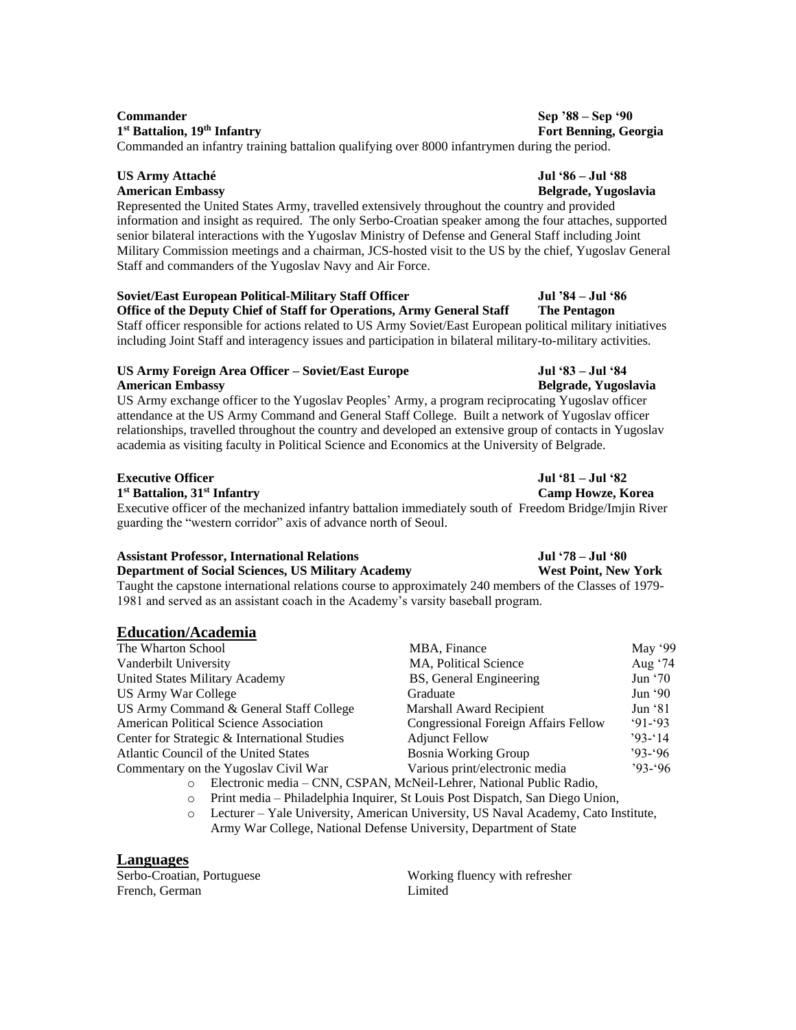**Commander** **Sep '88 – Sep '90**
**1st Battalion, 19th Infantry** **Fort Benning, Georgia**
Commanded an infantry training battalion qualifying over 8000 infantrymen during the period.

**US Army Attaché** **Jul '86 – Jul '88**
**American Embassy** **Belgrade, Yugoslavia**
Represented the United States Army, travelled extensively throughout the country and provided information and insight as required. The only Serbo-Croatian speaker among the four attaches, supported senior bilateral interactions with the Yugoslav Ministry of Defense and General Staff including Joint Military Commission meetings and a chairman, JCS-hosted visit to the US by the chief, Yugoslav General Staff and commanders of the Yugoslav Navy and Air Force.

**Soviet/East European Political-Military Staff Officer** **Jul '84 – Jul '86**
**Office of the Deputy Chief of Staff for Operations, Army General Staff** **The Pentagon**
Staff officer responsible for actions related to US Army Soviet/East European political military initiatives including Joint Staff and interagency issues and participation in bilateral military-to-military activities.

**US Army Foreign Area Officer – Soviet/East Europe** **Jul '83 – Jul '84**
**American Embassy** **Belgrade, Yugoslavia**
US Army exchange officer to the Yugoslav Peoples' Army, a program reciprocating Yugoslav officer attendance at the US Army Command and General Staff College. Built a network of Yugoslav officer relationships, travelled throughout the country and developed an extensive group of contacts in Yugoslav academia as visiting faculty in Political Science and Economics at the University of Belgrade.

**Executive Officer** **Jul '81 – Jul '82**
**1st Battalion, 31st Infantry** **Camp Howze, Korea**
Executive officer of the mechanized infantry battalion immediately south of Freedom Bridge/Imjin River guarding the "western corridor" axis of advance north of Seoul.

**Assistant Professor, International Relations** **Jul '78 – Jul '80**
**Department of Social Sciences, US Military Academy** **West Point, New York**
Taught the capstone international relations course to approximately 240 members of the Classes of 1979-1981 and served as an assistant coach in the Academy's varsity baseball program.

## Education/Academia

| | | |
|---|---|---|
| The Wharton School | MBA, Finance | May '99 |
| Vanderbilt University | MA, Political Science | Aug '74 |
| United States Military Academy | BS, General Engineering | Jun '70 |
| US Army War College | Graduate | Jun '90 |
| US Army Command & General Staff College | Marshall Award Recipient | Jun '81 |
| American Political Science Association | Congressional Foreign Affairs Fellow | '91-'93 |
| Center for Strategic & International Studies | Adjunct Fellow | '93-'14 |
| Atlantic Council of the United States | Bosnia Working Group | '93-'96 |
| Commentary on the Yugoslav Civil War | Various print/electronic media | '93-'96 |

- Electronic media – CNN, CSPAN, McNeil-Lehrer, National Public Radio,
- Print media – Philadelphia Inquirer, St Louis Post Dispatch, San Diego Union,
- Lecturer – Yale University, American University, US Naval Academy, Cato Institute, Army War College, National Defense University, Department of State

## Languages

| | |
|---|---|
| Serbo-Croatian, Portuguese | Working fluency with refresher |
| French, German | Limited |